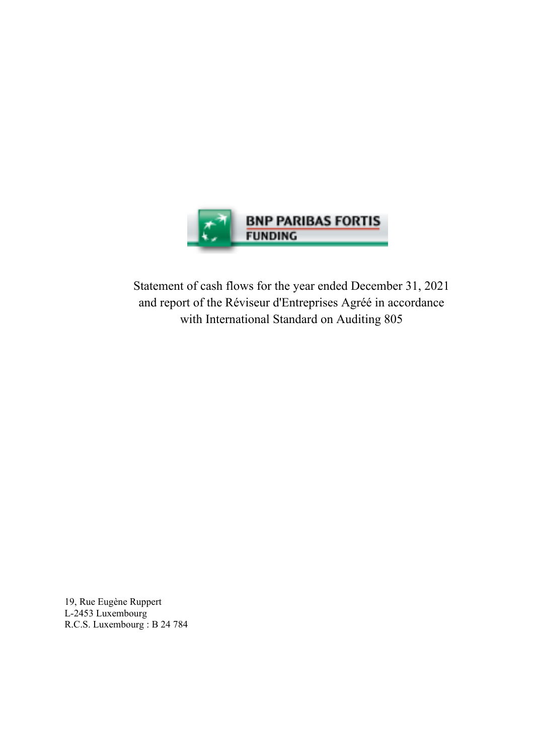BNP PARIBAS FORTIS FUNDING

# Statement of cash flows for the year ended December 31, 2021 and report of the Réviseur d'Entreprises Agréé in accordance with International Standard on Auditing 805

19, Rue Eugène Ruppert
L-2453 Luxembourg
R.C.S. Luxembourg : B 24 784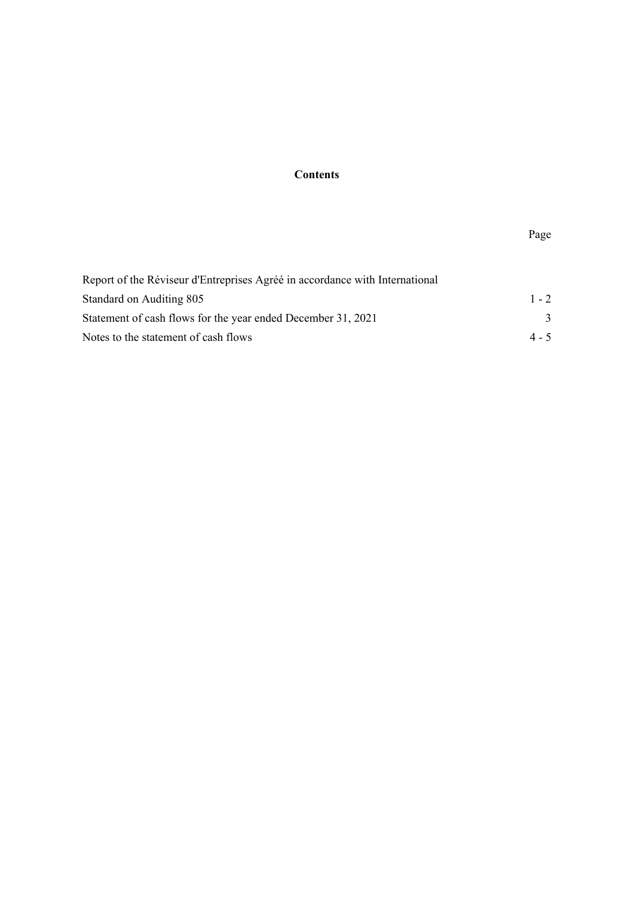**Contents**

| | Page |
|---|---|
| Report of the Réviseur d'Entreprises Agréé in accordance with International Standard on Auditing 805 | 1 - 2 |
| Statement of cash flows for the year ended December 31, 2021 | 3 |
| Notes to the statement of cash flows | 4 - 5 |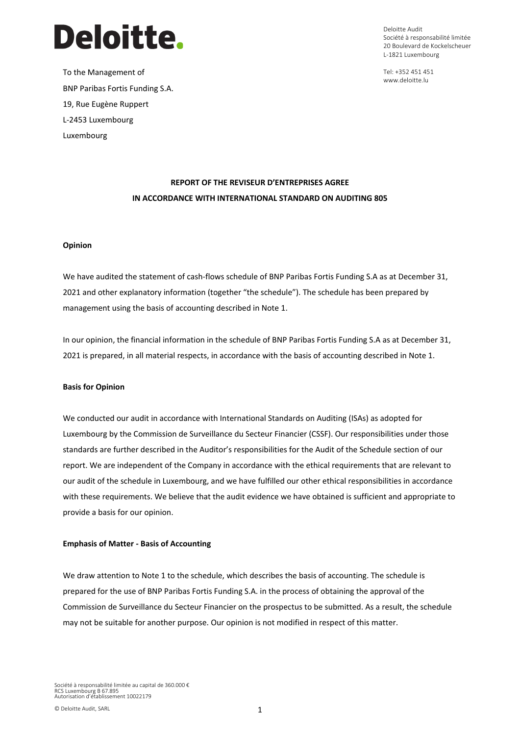Deloitte.

To the Management of

BNP Paribas Fortis Funding S.A.

19, Rue Eugène Ruppert

L-2453 Luxembourg

Luxembourg

Deloitte Audit
Société à responsabilité limitée
20 Boulevard de Kockelscheuer
L-1821 Luxembourg

Tel: +352 451 451
www.deloitte.lu

**REPORT OF THE REVISEUR D'ENTREPRISES AGREE**
**IN ACCORDANCE WITH INTERNATIONAL STANDARD ON AUDITING 805**

**Opinion**

We have audited the statement of cash-flows schedule of BNP Paribas Fortis Funding S.A as at December 31, 2021 and other explanatory information (together "the schedule"). The schedule has been prepared by management using the basis of accounting described in Note 1.

In our opinion, the financial information in the schedule of BNP Paribas Fortis Funding S.A as at December 31, 2021 is prepared, in all material respects, in accordance with the basis of accounting described in Note 1.

**Basis for Opinion**

We conducted our audit in accordance with International Standards on Auditing (ISAs) as adopted for Luxembourg by the Commission de Surveillance du Secteur Financier (CSSF). Our responsibilities under those standards are further described in the Auditor's responsibilities for the Audit of the Schedule section of our report. We are independent of the Company in accordance with the ethical requirements that are relevant to our audit of the schedule in Luxembourg, and we have fulfilled our other ethical responsibilities in accordance with these requirements. We believe that the audit evidence we have obtained is sufficient and appropriate to provide a basis for our opinion.

**Emphasis of Matter - Basis of Accounting**

We draw attention to Note 1 to the schedule, which describes the basis of accounting. The schedule is prepared for the use of BNP Paribas Fortis Funding S.A. in the process of obtaining the approval of the Commission de Surveillance du Secteur Financier on the prospectus to be submitted. As a result, the schedule may not be suitable for another purpose. Our opinion is not modified in respect of this matter.

Société à responsabilité limitée au capital de 360.000 €
RCS Luxembourg B 67.895
Autorisation d'établissement 10022179

© Deloitte Audit, SARL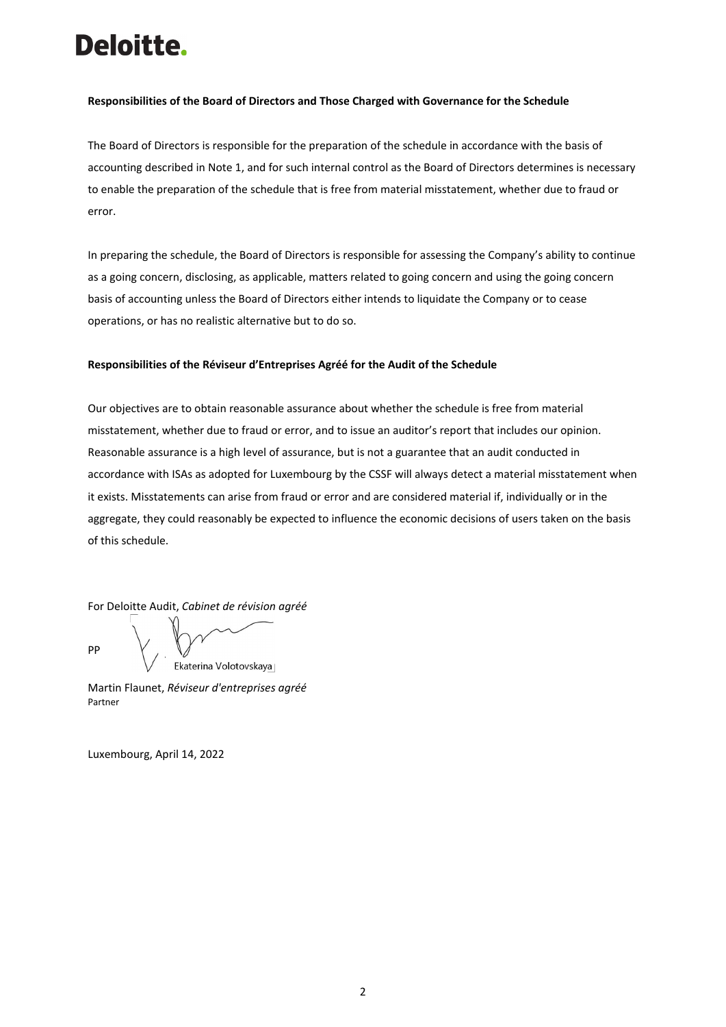Deloitte.

**Responsibilities of the Board of Directors and Those Charged with Governance for the Schedule**

The Board of Directors is responsible for the preparation of the schedule in accordance with the basis of accounting described in Note 1, and for such internal control as the Board of Directors determines is necessary to enable the preparation of the schedule that is free from material misstatement, whether due to fraud or error.

In preparing the schedule, the Board of Directors is responsible for assessing the Company's ability to continue as a going concern, disclosing, as applicable, matters related to going concern and using the going concern basis of accounting unless the Board of Directors either intends to liquidate the Company or to cease operations, or has no realistic alternative but to do so.

**Responsibilities of the Réviseur d'Entreprises Agréé for the Audit of the Schedule**

Our objectives are to obtain reasonable assurance about whether the schedule is free from material misstatement, whether due to fraud or error, and to issue an auditor's report that includes our opinion. Reasonable assurance is a high level of assurance, but is not a guarantee that an audit conducted in accordance with ISAs as adopted for Luxembourg by the CSSF will always detect a material misstatement when it exists. Misstatements can arise from fraud or error and are considered material if, individually or in the aggregate, they could reasonably be expected to influence the economic decisions of users taken on the basis of this schedule.

For Deloitte Audit, *Cabinet de révision agréé*

PP

Ekaterina Volotovskaya

Martin Flaunet, *Réviseur d'entreprises agréé*
Partner

Luxembourg, April 14, 2022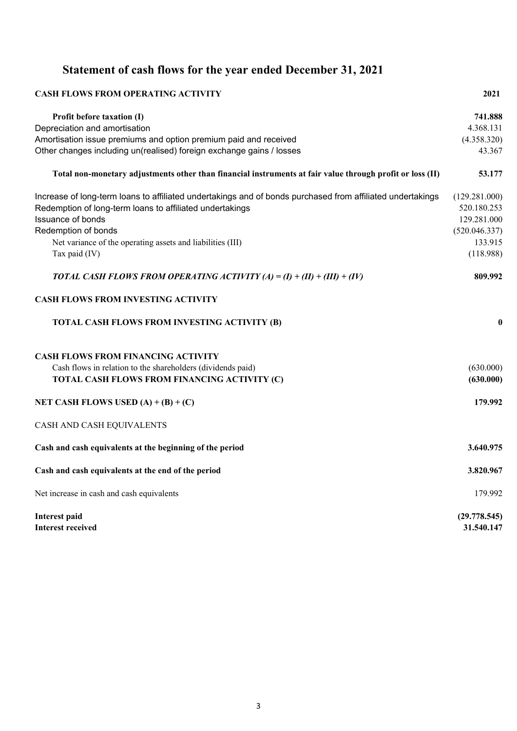# Statement of cash flows for the year ended December 31, 2021

| CASH FLOWS FROM OPERATING ACTIVITY | 2021 |
|---|---|
| **Profit before taxation (I)** | **741.888** |
| Depreciation and amortisation | 4.368.131 |
| Amortisation issue premiums and option premium paid and received | (4.358.320) |
| Other changes including un(realised) foreign exchange gains / losses | 43.367 |
| **Total non-monetary adjustments other than financial instruments at fair value through profit or loss (II)** | **53.177** |
| Increase of long-term loans to affiliated undertakings and of bonds purchased from affiliated undertakings | (129.281.000) |
| Redemption of long-term loans to affiliated undertakings | 520.180.253 |
| Issuance of bonds | 129.281.000 |
| Redemption of bonds | (520.046.337) |
| Net variance of the operating assets and liabilities (III) | 133.915 |
| Tax paid (IV) | (118.988) |
| ***TOTAL CASH FLOWS FROM OPERATING ACTIVITY (A) = (I) + (II) + (III) + (IV)*** | **809.992** |
| **CASH FLOWS FROM INVESTING ACTIVITY** | |
| **TOTAL CASH FLOWS FROM INVESTING ACTIVITY (B)** | **0** |
| **CASH FLOWS FROM FINANCING ACTIVITY** | |
| Cash flows in relation to the shareholders (dividends paid) | (630.000) |
| **TOTAL CASH FLOWS FROM FINANCING ACTIVITY (C)** | **(630.000)** |
| **NET CASH FLOWS USED (A) + (B) + (C)** | **179.992** |
| CASH AND CASH EQUIVALENTS | |
| **Cash and cash equivalents at the beginning of the period** | **3.640.975** |
| **Cash and cash equivalents at the end of the period** | **3.820.967** |
| Net increase in cash and cash equivalents | 179.992 |
| **Interest paid** | **(29.778.545)** |
| **Interest received** | **31.540.147** |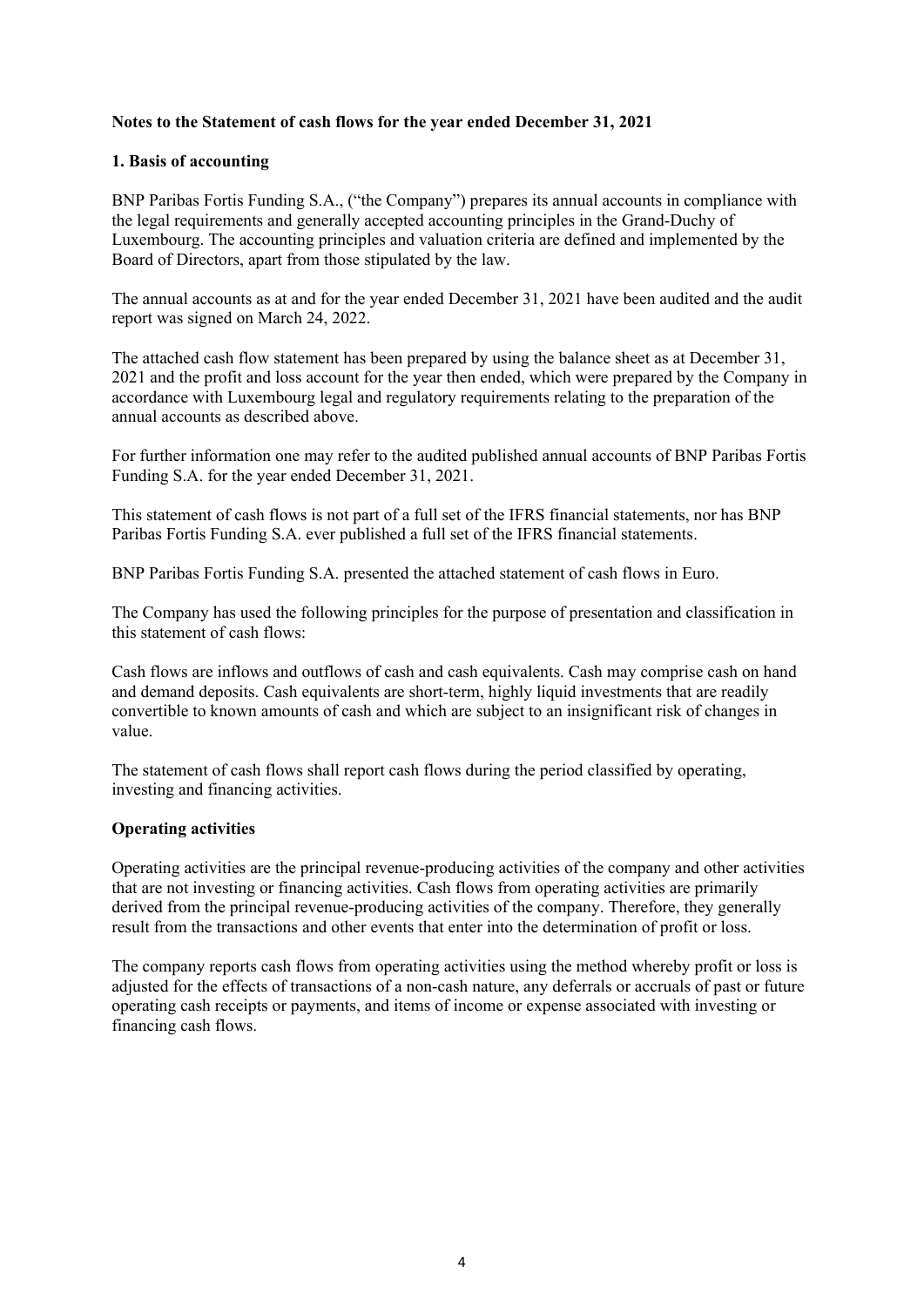**Notes to the Statement of cash flows for the year ended December 31, 2021**

**1. Basis of accounting**

BNP Paribas Fortis Funding S.A., ("the Company") prepares its annual accounts in compliance with the legal requirements and generally accepted accounting principles in the Grand-Duchy of Luxembourg. The accounting principles and valuation criteria are defined and implemented by the Board of Directors, apart from those stipulated by the law.

The annual accounts as at and for the year ended December 31, 2021 have been audited and the audit report was signed on March 24, 2022.

The attached cash flow statement has been prepared by using the balance sheet as at December 31, 2021 and the profit and loss account for the year then ended, which were prepared by the Company in accordance with Luxembourg legal and regulatory requirements relating to the preparation of the annual accounts as described above.

For further information one may refer to the audited published annual accounts of BNP Paribas Fortis Funding S.A. for the year ended December 31, 2021.

This statement of cash flows is not part of a full set of the IFRS financial statements, nor has BNP Paribas Fortis Funding S.A. ever published a full set of the IFRS financial statements.

BNP Paribas Fortis Funding S.A. presented the attached statement of cash flows in Euro.

The Company has used the following principles for the purpose of presentation and classification in this statement of cash flows:

Cash flows are inflows and outflows of cash and cash equivalents. Cash may comprise cash on hand and demand deposits. Cash equivalents are short-term, highly liquid investments that are readily convertible to known amounts of cash and which are subject to an insignificant risk of changes in value.

The statement of cash flows shall report cash flows during the period classified by operating, investing and financing activities.

**Operating activities**

Operating activities are the principal revenue-producing activities of the company and other activities that are not investing or financing activities. Cash flows from operating activities are primarily derived from the principal revenue-producing activities of the company. Therefore, they generally result from the transactions and other events that enter into the determination of profit or loss.

The company reports cash flows from operating activities using the method whereby profit or loss is adjusted for the effects of transactions of a non-cash nature, any deferrals or accruals of past or future operating cash receipts or payments, and items of income or expense associated with investing or financing cash flows.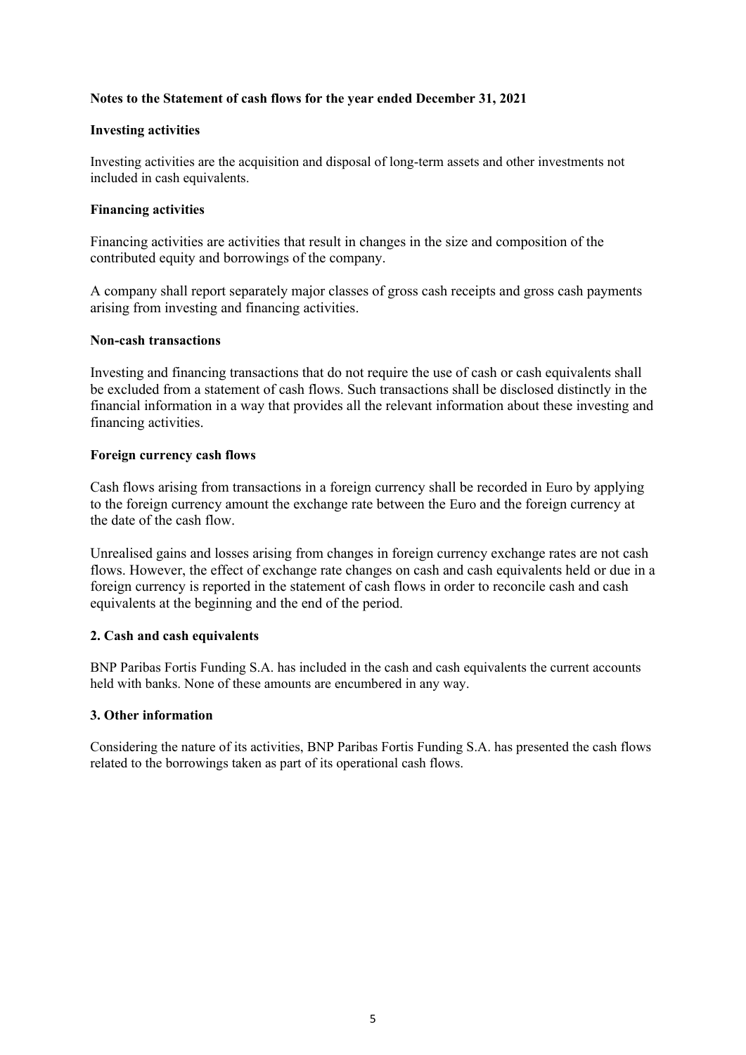**Notes to the Statement of cash flows for the year ended December 31, 2021**

**Investing activities**

Investing activities are the acquisition and disposal of long-term assets and other investments not included in cash equivalents.

**Financing activities**

Financing activities are activities that result in changes in the size and composition of the contributed equity and borrowings of the company.

A company shall report separately major classes of gross cash receipts and gross cash payments arising from investing and financing activities.

**Non-cash transactions**

Investing and financing transactions that do not require the use of cash or cash equivalents shall be excluded from a statement of cash flows. Such transactions shall be disclosed distinctly in the financial information in a way that provides all the relevant information about these investing and financing activities.

**Foreign currency cash flows**

Cash flows arising from transactions in a foreign currency shall be recorded in Euro by applying to the foreign currency amount the exchange rate between the Euro and the foreign currency at the date of the cash flow.

Unrealised gains and losses arising from changes in foreign currency exchange rates are not cash flows. However, the effect of exchange rate changes on cash and cash equivalents held or due in a foreign currency is reported in the statement of cash flows in order to reconcile cash and cash equivalents at the beginning and the end of the period.

**2. Cash and cash equivalents**

BNP Paribas Fortis Funding S.A. has included in the cash and cash equivalents the current accounts held with banks. None of these amounts are encumbered in any way.

**3. Other information**

Considering the nature of its activities, BNP Paribas Fortis Funding S.A. has presented the cash flows related to the borrowings taken as part of its operational cash flows.